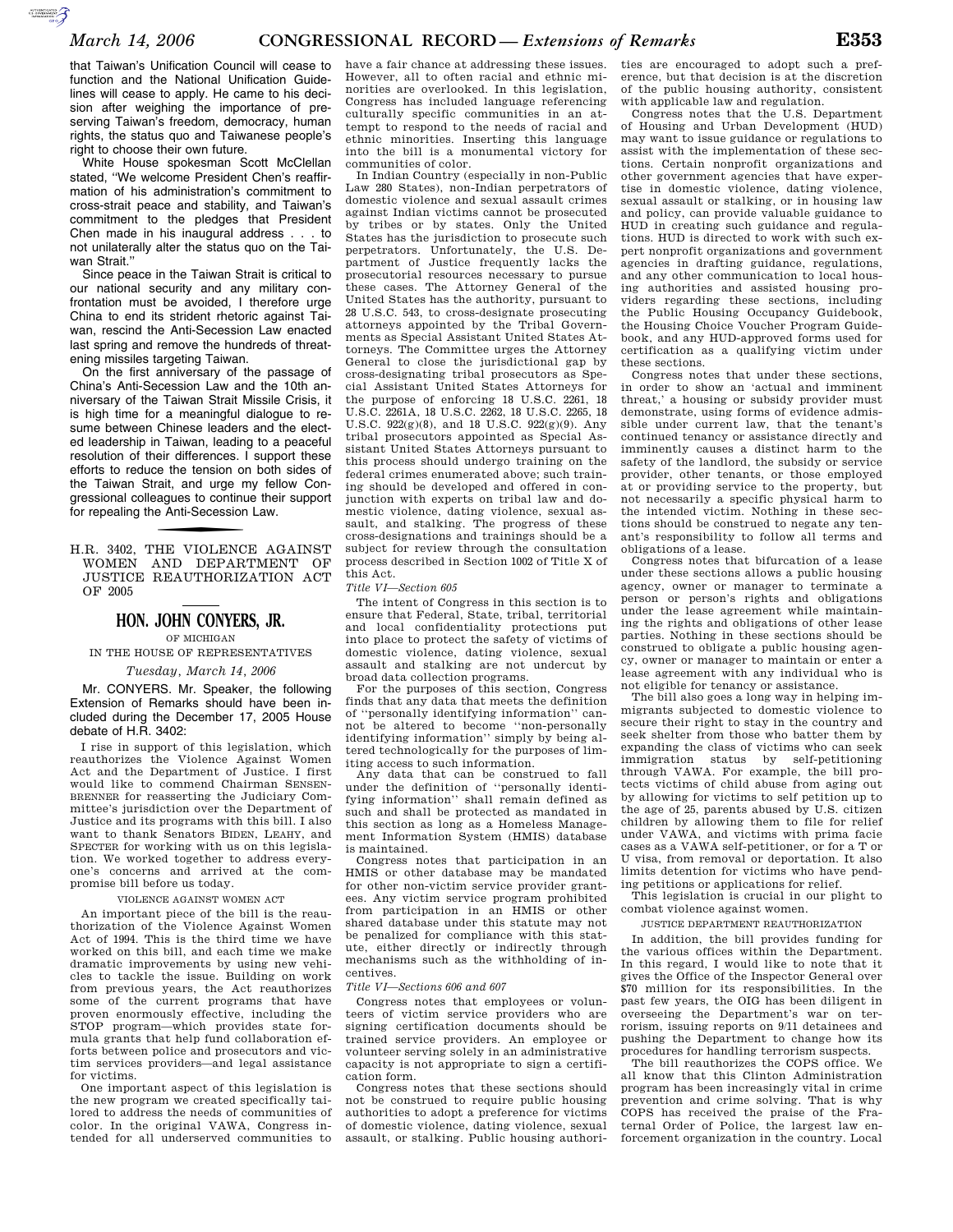that Taiwan's Unification Council will cease to function and the National Unification Guidelines will cease to apply. He came to his decision after weighing the importance of preserving Taiwan's freedom, democracy, human rights, the status quo and Taiwanese people's right to choose their own future.

White House spokesman Scott McClellan stated, "We welcome President Chen's reaffirmation of his administration's commitment to cross-strait peace and stability, and Taiwan's commitment to the pledges that President Chen made in his inaugural address . . . to not unilaterally alter the status quo on the Taiwan Strait."

Since peace in the Taiwan Strait is critical to our national security and any military confrontation must be avoided, I therefore urge China to end its strident rhetoric against Taiwan, rescind the Anti-Secession Law enacted last spring and remove the hundreds of threatening missiles targeting Taiwan.

On the first anniversary of the passage of China's Anti-Secession Law and the 10th anniversary of the Taiwan Strait Missile Crisis, it is high time for a meaningful dialogue to resume between Chinese leaders and the elected leadership in Taiwan, leading to a peaceful resolution of their differences. I support these efforts to reduce the tension on both sides of the Taiwan Strait, and urge my fellow Congressional colleagues to continue their support for repealing the Anti-Secession Law.

## H.R. 3402, THE VIOLENCE AGAINST WOMEN AND DEPARTMENT OF JUSTICE REAUTHORIZATION ACT OF 2005

### HON. JOHN CONYERS, JR.

OF MICHIGAN

IN THE HOUSE OF REPRESENTATIVES

*Tuesday, March 14, 2006*

Mr. CONYERS. Mr. Speaker, the following Extension of Remarks should have been included during the December 17, 2005 House debate of H.R. 3402:

I rise in support of this legislation, which reauthorizes the Violence Against Women Act and the Department of Justice. I first would like to commend Chairman SENSENBRENNER for reasserting the Judiciary Committee's jurisdiction over the Department of Justice and its programs with this bill. I also want to thank Senators BIDEN, LEAHY, and SPECTER for working with us on this legislation. We worked together to address everyone's concerns and arrived at the compromise bill before us today.

VIOLENCE AGAINST WOMEN ACT

An important piece of the bill is the reauthorization of the Violence Against Women Act of 1994. This is the third time we have worked on this bill, and each time we make dramatic improvements by using new vehicles to tackle the issue. Building on work from previous years, the Act reauthorizes some of the current programs that have proven enormously effective, including the STOP program—which provides state formula grants that help fund collaboration efforts between police and prosecutors and victim services providers—and legal assistance for victims.

One important aspect of this legislation is the new program we created specifically tailored to address the needs of communities of color. In the original VAWA, Congress intended for all underserved communities to have a fair chance at addressing these issues. However, all to often racial and ethnic minorities are overlooked. In this legislation, Congress has included language referencing culturally specific communities in an attempt to respond to the needs of racial and ethnic minorities. Inserting this language into the bill is a monumental victory for communities of color.

In Indian Country (especially in non-Public Law 280 States), non-Indian perpetrators of domestic violence and sexual assault crimes against Indian victims cannot be prosecuted by tribes or by states. Only the United States has the jurisdiction to prosecute such perpetrators. Unfortunately, the U.S. Department of Justice frequently lacks the prosecutorial resources necessary to pursue these cases. The Attorney General of the United States has the authority, pursuant to 28 U.S.C. 543, to cross-designate prosecuting attorneys appointed by the Tribal Governments as Special Assistant United States Attorneys. The Committee urges the Attorney General to close the jurisdictional gap by cross-designating tribal prosecutors as Special Assistant United States Attorneys for the purpose of enforcing 18 U.S.C. 2261, 18 U.S.C. 2261A, 18 U.S.C. 2262, 18 U.S.C. 2265, 18 U.S.C. 922(g)(8), and 18 U.S.C. 922(g)(9). Any tribal prosecutors appointed as Special Assistant United States Attorneys pursuant to this process should undergo training on the federal crimes enumerated above; such training should be developed and offered in conjunction with experts on tribal law and domestic violence, dating violence, sexual assault, and stalking. The progress of these cross-designations and trainings should be a subject for review through the consultation process described in Section 1002 of Title X of this Act.

*Title VI—Section 605*

The intent of Congress in this section is to ensure that Federal, State, tribal, territorial and local confidentiality protections put into place to protect the safety of victims of domestic violence, dating violence, sexual assault and stalking are not undercut by broad data collection programs.

For the purposes of this section, Congress finds that any data that meets the definition of "personally identifying information" cannot be altered to become "non-personally identifying information" simply by being altered technologically for the purposes of limiting access to such information.

Any data that can be construed to fall under the definition of "personally identifying information" shall remain defined as such and shall be protected as mandated in this section as long as a Homeless Management Information System (HMIS) database is maintained.

Congress notes that participation in an HMIS or other database may be mandated for other non-victim service provider grantees. Any victim service program prohibited from participation in an HMIS or other shared database under this statute may not be penalized for compliance with this statute, either directly or indirectly through mechanisms such as the withholding of incentives.

*Title VI—Sections 606 and 607*

Congress notes that employees or volunteers of victim service providers who are signing certification documents should be trained service providers. An employee or volunteer serving solely in an administrative capacity is not appropriate to sign a certification form.

Congress notes that these sections should not be construed to require public housing authorities to adopt a preference for victims of domestic violence, dating violence, sexual assault, or stalking. Public housing authorities are encouraged to adopt such a preference, but that decision is at the discretion of the public housing authority, consistent with applicable law and regulation.

Congress notes that the U.S. Department of Housing and Urban Development (HUD) may want to issue guidance or regulations to assist with the implementation of these sections. Certain nonprofit organizations and other government agencies that have expertise in domestic violence, dating violence, sexual assault or stalking, or in housing law and policy, can provide valuable guidance to HUD in creating such guidance and regulations. HUD is directed to work with such expert nonprofit organizations and government agencies in drafting guidance, regulations, and any other communication to local housing authorities and assisted housing providers regarding these sections, including the Public Housing Occupancy Guidebook, the Housing Choice Voucher Program Guidebook, and any HUD-approved forms used for certification as a qualifying victim under these sections.

Congress notes that under these sections, in order to show an 'actual and imminent threat,' a housing or subsidy provider must demonstrate, using forms of evidence admissible under current law, that the tenant's continued tenancy or assistance directly and imminently causes a distinct harm to the safety of the landlord, the subsidy or service provider, other tenants, or those employed at or providing service to the property, but not necessarily a specific physical harm to the intended victim. Nothing in these sections should be construed to negate any tenant's responsibility to follow all terms and obligations of a lease.

Congress notes that bifurcation of a lease under these sections allows a public housing agency, owner or manager to terminate a person or person's rights and obligations under the lease agreement while maintaining the rights and obligations of other lease parties. Nothing in these sections should be construed to obligate a public housing agency, owner or manager to maintain or enter a lease agreement with any individual who is not eligible for tenancy or assistance.

The bill also goes a long way in helping immigrants subjected to domestic violence to secure their right to stay in the country and seek shelter from those who batter them by expanding the class of victims who can seek immigration status by self-petitioning through VAWA. For example, the bill protects victims of child abuse from aging out by allowing for victims to self petition up to the age of 25, parents abused by U.S. citizen children by allowing them to file for relief under VAWA, and victims with prima facie cases as a VAWA self-petitioner, or for a T or U visa, from removal or deportation. It also limits detention for victims who have pending petitions or applications for relief.

This legislation is crucial in our plight to combat violence against women.

JUSTICE DEPARTMENT REAUTHORIZATION

In addition, the bill provides funding for the various offices within the Department. In this regard, I would like to note that it gives the Office of the Inspector General over $70 million for its responsibilities. In the past few years, the OIG has been diligent in overseeing the Department's war on terrorism, issuing reports on 9/11 detainees and pushing the Department to change how its procedures for handling terrorism suspects.

The bill reauthorizes the COPS office. We all know that this Clinton Administration program has been increasingly vital in crime prevention and crime solving. That is why COPS has received the praise of the Fraternal Order of Police, the largest law enforcement organization in the country. Local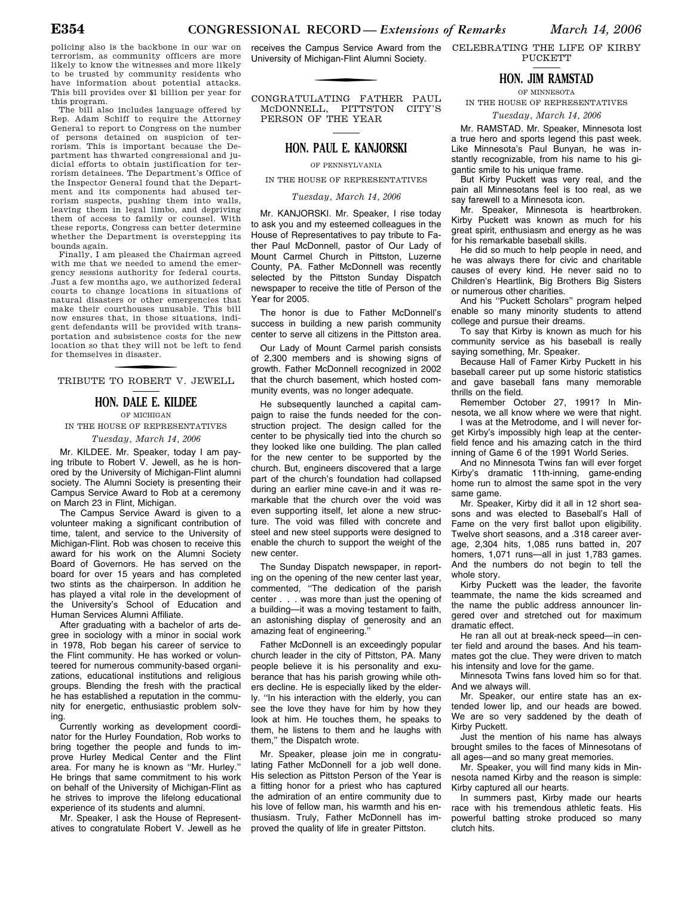policing also is the backbone in our war on terrorism, as community officers are more likely to know the witnesses and more likely to be trusted by community residents who have information about potential attacks. This bill provides over $1 billion per year for this program.

The bill also includes language offered by Rep. Adam Schiff to require the Attorney General to report to Congress on the number of persons detained on suspicion of terrorism. This is important because the Department has thwarted congressional and judicial efforts to obtain justification for terrorism detainees. The Department's Office of the Inspector General found that the Department and its components had abused terrorism suspects, pushing them into walls, leaving them in legal limbo, and depriving them of access to family or counsel. With these reports, Congress can better determine whether the Department is overstepping its bounds again.

Finally, I am pleased the Chairman agreed with me that we needed to amend the emergency sessions authority for federal courts. Just a few months ago, we authorized federal courts to change locations in situations of natural disasters or other emergencies that make their courthouses unusable. This bill now ensures that, in those situations, indigent defendants will be provided with transportation and subsistence costs for the new location so that they will not be left to fend for themselves in disaster.

## TRIBUTE TO ROBERT V. JEWELL

### HON. DALE E. KILDEE

OF MICHIGAN

IN THE HOUSE OF REPRESENTATIVES

*Tuesday, March 14, 2006*

Mr. KILDEE. Mr. Speaker, today I am paying tribute to Robert V. Jewell, as he is honored by the University of Michigan-Flint alumni society. The Alumni Society is presenting their Campus Service Award to Rob at a ceremony on March 23 in Flint, Michigan.

The Campus Service Award is given to a volunteer making a significant contribution of time, talent, and service to the University of Michigan-Flint. Rob was chosen to receive this award for his work on the Alumni Society Board of Governors. He has served on the board for over 15 years and has completed two stints as the chairperson. In addition he has played a vital role in the development of the University's School of Education and Human Services Alumni Affiliate.

After graduating with a bachelor of arts degree in sociology with a minor in social work in 1978, Rob began his career of service to the Flint community. He has worked or volunteered for numerous community-based organizations, educational institutions and religious groups. Blending the fresh with the practical he has established a reputation in the community for energetic, enthusiastic problem solving.

Currently working as development coordinator for the Hurley Foundation, Rob works to bring together the people and funds to improve Hurley Medical Center and the Flint area. For many he is known as "Mr. Hurley." He brings that same commitment to his work on behalf of the University of Michigan-Flint as he strives to improve the lifelong educational experience of its students and alumni.

Mr. Speaker, I ask the House of Representatives to congratulate Robert V. Jewell as he receives the Campus Service Award from the University of Michigan-Flint Alumni Society.

## CONGRATULATING FATHER PAUL McDONNELL, PITTSTON CITY'S PERSON OF THE YEAR

### HON. PAUL E. KANJORSKI

OF PENNSYLVANIA

IN THE HOUSE OF REPRESENTATIVES

*Tuesday, March 14, 2006*

Mr. KANJORSKI. Mr. Speaker, I rise today to ask you and my esteemed colleagues in the House of Representatives to pay tribute to Father Paul McDonnell, pastor of Our Lady of Mount Carmel Church in Pittston, Luzerne County, PA. Father McDonnell was recently selected by the Pittston Sunday Dispatch newspaper to receive the title of Person of the Year for 2005.

The honor is due to Father McDonnell's success in building a new parish community center to serve all citizens in the Pittston area.

Our Lady of Mount Carmel parish consists of 2,300 members and is showing signs of growth. Father McDonnell recognized in 2002 that the church basement, which hosted community events, was no longer adequate.

He subsequently launched a capital campaign to raise the funds needed for the construction project. The design called for the center to be physically tied into the church so they looked like one building. The plan called for the new center to be supported by the church. But, engineers discovered that a large part of the church's foundation had collapsed during an earlier mine cave-in and it was remarkable that the church over the void was even supporting itself, let alone a new structure. The void was filled with concrete and steel and new steel supports were designed to enable the church to support the weight of the new center.

The Sunday Dispatch newspaper, in reporting on the opening of the new center last year, commented, "The dedication of the parish center . . . was more than just the opening of a building—it was a moving testament to faith, an astonishing display of generosity and an amazing feat of engineering."

Father McDonnell is an exceedingly popular church leader in the city of Pittston, PA. Many people believe it is his personality and exuberance that has his parish growing while others decline. He is especially liked by the elderly. "In his interaction with the elderly, you can see the love they have for him by how they look at him. He touches them, he speaks to them, he listens to them and he laughs with them," the Dispatch wrote.

Mr. Speaker, please join me in congratulating Father McDonnell for a job well done. His selection as Pittston Person of the Year is a fitting honor for a priest who has captured the admiration of an entire community due to his love of fellow man, his warmth and his enthusiasm. Truly, Father McDonnell has improved the quality of life in greater Pittston.

## CELEBRATING THE LIFE OF KIRBY PUCKETT

### HON. JIM RAMSTAD

OF MINNESOTA

IN THE HOUSE OF REPRESENTATIVES

*Tuesday, March 14, 2006*

Mr. RAMSTAD. Mr. Speaker, Minnesota lost a true hero and sports legend this past week. Like Minnesota's Paul Bunyan, he was instantly recognizable, from his name to his gigantic smile to his unique frame.

But Kirby Puckett was very real, and the pain all Minnesotans feel is too real, as we say farewell to a Minnesota icon.

Mr. Speaker, Minnesota is heartbroken. Kirby Puckett was known as much for his great spirit, enthusiasm and energy as he was for his remarkable baseball skills.

He did so much to help people in need, and he was always there for civic and charitable causes of every kind. He never said no to Children's Heartlink, Big Brothers Big Sisters or numerous other charities.

And his "Puckett Scholars" program helped enable so many minority students to attend college and pursue their dreams.

To say that Kirby is known as much for his community service as his baseball is really saying something, Mr. Speaker.

Because Hall of Famer Kirby Puckett in his baseball career put up some historic statistics and gave baseball fans many memorable thrills on the field.

Remember October 27, 1991? In Minnesota, we all know where we were that night. I was at the Metrodome, and I will never forget Kirby's impossibly high leap at the centerfield fence and his amazing catch in the third inning of Game 6 of the 1991 World Series.

And no Minnesota Twins fan will ever forget Kirby's dramatic 11th-inning, game-ending home run to almost the same spot in the very same game.

Mr. Speaker, Kirby did it all in 12 short seasons and was elected to Baseball's Hall of Fame on the very first ballot upon eligibility. Twelve short seasons, and a .318 career average, 2,304 hits, 1,085 runs batted in, 207 homers, 1,071 runs—all in just 1,783 games. And the numbers do not begin to tell the whole story.

Kirby Puckett was the leader, the favorite teammate, the name the kids screamed and the name the public address announcer lingered over and stretched out for maximum dramatic effect.

He ran all out at break-neck speed—in center field and around the bases. And his teammates got the clue. They were driven to match his intensity and love for the game.

Minnesota Twins fans loved him so for that. And we always will.

Mr. Speaker, our entire state has an extended lower lip, and our heads are bowed. We are so very saddened by the death of Kirby Puckett.

Just the mention of his name has always brought smiles to the faces of Minnesotans of all ages—and so many great memories.

Mr. Speaker, you will find many kids in Minnesota named Kirby and the reason is simple: Kirby captured all our hearts.

In summers past, Kirby made our hearts race with his tremendous athletic feats. His powerful batting stroke produced so many clutch hits.